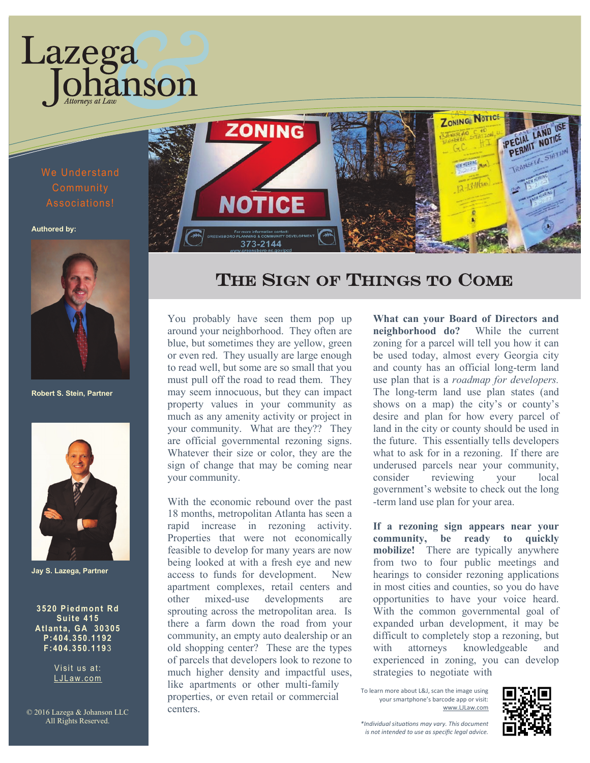# Lazega & Johanson

*Attorneys at Law*

We Understand Community Associations!

**Authored by:**

**Robert S. Stein, Partner**

**Jay S. Lazega, Partner**

**3520 Piedmont Rd**
**Suite 415**
**Atlanta, GA 30305**
**P:404.350.1192**
**F:404.350.1193**

Visit us at:
LJLaw.com

© 2016 Lazega & Johanson LLC
All Rights Reserved.

## The Sign of Things to Come

You probably have seen them pop up around your neighborhood. They often are blue, but sometimes they are yellow, green or even red. They usually are large enough to read well, but some are so small that you must pull off the road to read them. They may seem innocuous, but they can impact property values in your community as much as any amenity activity or project in your community. What are they?? They are official governmental rezoning signs. Whatever their size or color, they are the sign of change that may be coming near your community.

With the economic rebound over the past 18 months, metropolitan Atlanta has seen a rapid increase in rezoning activity. Properties that were not economically feasible to develop for many years are now being looked at with a fresh eye and new access to funds for development. New apartment complexes, retail centers and other mixed-use developments are sprouting across the metropolitan area. Is there a farm down the road from your community, an empty auto dealership or an old shopping center? These are the types of parcels that developers look to rezone to much higher density and impactful uses, like apartments or other multi-family properties, or even retail or commercial centers.

**What can your Board of Directors and neighborhood do?** While the current zoning for a parcel will tell you how it can be used today, almost every Georgia city and county has an official long-term land use plan that is a *roadmap for developers.* The long-term land use plan states (and shows on a map) the city's or county's desire and plan for how every parcel of land in the city or county should be used in the future. This essentially tells developers what to ask for in a rezoning. If there are underused parcels near your community, consider reviewing your local government's website to check out the long-term land use plan for your area.

**If a rezoning sign appears near your community, be ready to quickly mobilize!** There are typically anywhere from two to four public meetings and hearings to consider rezoning applications in most cities and counties, so you do have opportunities to have your voice heard. With the common governmental goal of expanded urban development, it may be difficult to completely stop a rezoning, but with attorneys knowledgeable and experienced in zoning, you can develop strategies to negotiate with

To learn more about L&J, scan the image using your smartphone's barcode app or visit: www.LJLaw.com

*\*Individual situations may vary. This document is not intended to use as specific legal advice.*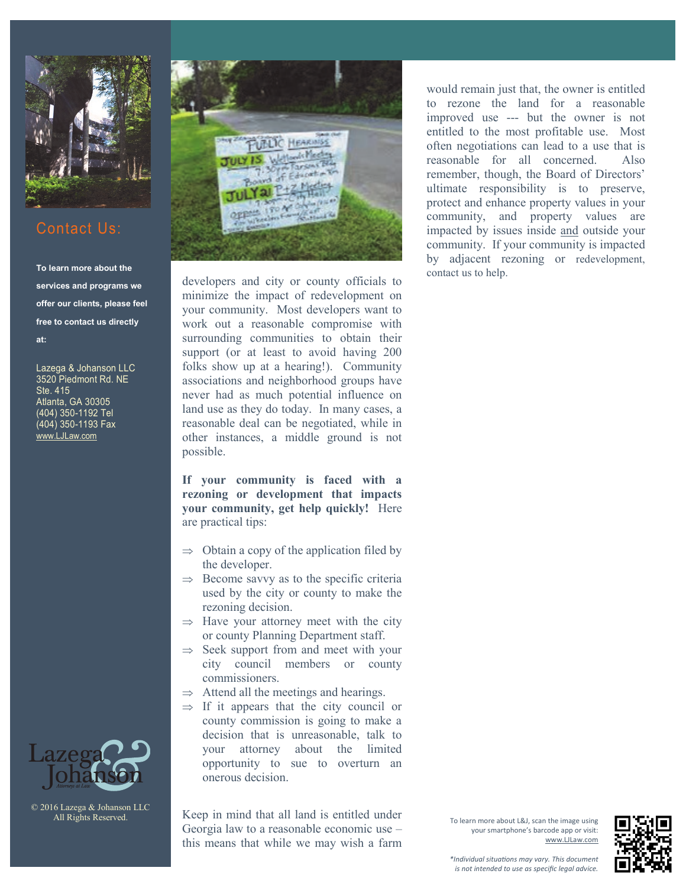## Contact Us:

**To learn more about the services and programs we offer our clients, please feel free to contact us directly at:**

Lazega & Johanson LLC
3520 Piedmont Rd. NE
Ste. 415
Atlanta, GA 30305
(404) 350-1192 Tel
(404) 350-1193 Fax
www.LJLaw.com

© 2016 Lazega & Johanson LLC
All Rights Reserved.

developers and city or county officials to minimize the impact of redevelopment on your community. Most developers want to work out a reasonable compromise with surrounding communities to obtain their support (or at least to avoid having 200 folks show up at a hearing!). Community associations and neighborhood groups have never had as much potential influence on land use as they do today. In many cases, a reasonable deal can be negotiated, while in other instances, a middle ground is not possible.

**If your community is faced with a rezoning or development that impacts your community, get help quickly!** Here are practical tips:

- ⇒ Obtain a copy of the application filed by the developer.
- ⇒ Become savvy as to the specific criteria used by the city or county to make the rezoning decision.
- ⇒ Have your attorney meet with the city or county Planning Department staff.
- ⇒ Seek support from and meet with your city council members or county commissioners.
- ⇒ Attend all the meetings and hearings.
- ⇒ If it appears that the city council or county commission is going to make a decision that is unreasonable, talk to your attorney about the limited opportunity to sue to overturn an onerous decision.

Keep in mind that all land is entitled under Georgia law to a reasonable economic use – this means that while we may wish a farm would remain just that, the owner is entitled to rezone the land for a reasonable improved use --- but the owner is not entitled to the most profitable use. Most often negotiations can lead to a use that is reasonable for all concerned. Also remember, though, the Board of Directors' ultimate responsibility is to preserve, protect and enhance property values in your community, and property values are impacted by issues inside <u>and</u> outside your community. If your community is impacted by adjacent rezoning or redevelopment, contact us to help.

To learn more about L&J, scan the image using your smartphone's barcode app or visit: www.LJLaw.com

*\*Individual situations may vary. This document is not intended to use as specific legal advice.*